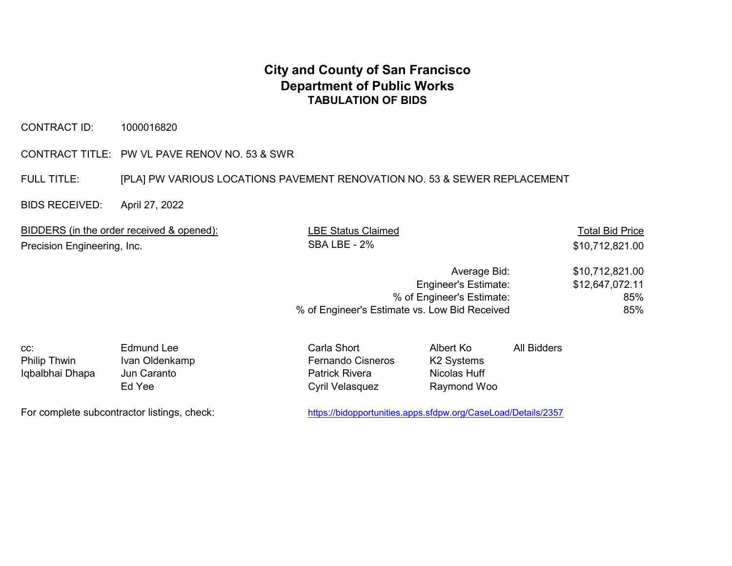# City and County of San Francisco
# Department of Public Works
### TABULATION OF BIDS

CONTRACT ID: 1000016820

CONTRACT TITLE: PW VL PAVE RENOV NO. 53 & SWR

FULL TITLE: [PLA] PW VARIOUS LOCATIONS PAVEMENT RENOVATION NO. 53 & SEWER REPLACEMENT

BIDS RECEIVED: April 27, 2022

| BIDDERS (in the order received & opened): | LBE Status Claimed | Total Bid Price |
|---|---|---|
| Precision Engineering, Inc. | SBA LBE - 2% | $10,712,821.00 |

| | |
|---|---|
| Average Bid: | $10,712,821.00 |
| Engineer's Estimate: | $12,647,072.11 |
| % of Engineer's Estimate: | 85% |
| % of Engineer's Estimate vs. Low Bid Received | 85% |

| | | | | |
|---|---|---|---|---|
| cc: | Edmund Lee | Carla Short | Albert Ko | All Bidders |
| Philip Thwin | Ivan Oldenkamp | Fernando Cisneros | K2 Systems | |
| Iqbalbhai Dhapa | Jun Caranto | Patrick Rivera | Nicolas Huff | |
| | Ed Yee | Cyril Velasquez | Raymond Woo | |

For complete subcontractor listings, check: https://bidopportunities.apps.sfdpw.org/CaseLoad/Details/2357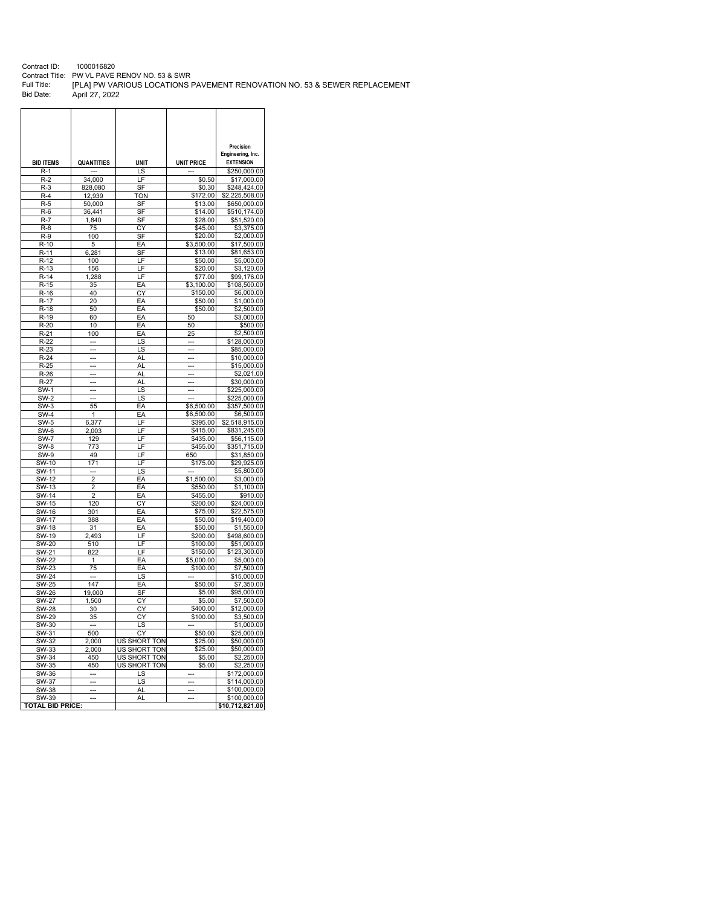Contract ID: 1000016820
Contract Title: PW VL PAVE RENOV NO. 53 & SWR
Full Title: [PLA] PW VARIOUS LOCATIONS PAVEMENT RENOVATION NO. 53 & SEWER REPLACEMENT
Bid Date: April 27, 2022

| BID ITEMS | QUANTITIES | UNIT | UNIT PRICE | Precision Engineering, Inc. EXTENSION |
|---|---|---|---|---|
| R-1 | --- | LS | --- | $250,000.00 |
| R-2 | 34,000 | LF | $0.50 | $17,000.00 |
| R-3 | 828,080 | SF | $0.30 | $248,424.00 |
| R-4 | 12,939 | TON | $172.00 | $2,225,508.00 |
| R-5 | 50,000 | SF | $13.00 | $650,000.00 |
| R-6 | 36,441 | SF | $14.00 | $510,174.00 |
| R-7 | 1,840 | SF | $28.00 | $51,520.00 |
| R-8 | 75 | CY | $45.00 | $3,375.00 |
| R-9 | 100 | SF | $20.00 | $2,000.00 |
| R-10 | 5 | EA | $3,500.00 | $17,500.00 |
| R-11 | 6,281 | SF | $13.00 | $81,653.00 |
| R-12 | 100 | LF | $50.00 | $5,000.00 |
| R-13 | 156 | LF | $20.00 | $3,120.00 |
| R-14 | 1,288 | LF | $77.00 | $99,176.00 |
| R-15 | 35 | EA | $3,100.00 | $108,500.00 |
| R-16 | 40 | CY | $150.00 | $6,000.00 |
| R-17 | 20 | EA | $50.00 | $1,000.00 |
| R-18 | 50 | EA | $50.00 | $2,500.00 |
| R-19 | 60 | EA | 50 | $3,000.00 |
| R-20 | 10 | EA | 50 | $500.00 |
| R-21 | 100 | EA | 25 | $2,500.00 |
| R-22 | --- | LS | --- | $128,000.00 |
| R-23 | --- | LS | --- | $85,000.00 |
| R-24 | --- | AL | --- | $10,000.00 |
| R-25 | --- | AL | --- | $15,000.00 |
| R-26 | --- | AL | --- | $2,021.00 |
| R-27 | --- | AL | --- | $30,000.00 |
| SW-1 | --- | LS | --- | $225,000.00 |
| SW-2 | --- | LS | --- | $225,000.00 |
| SW-3 | 55 | EA | $6,500.00 | $357,500.00 |
| SW-4 | 1 | EA | $6,500.00 | $6,500.00 |
| SW-5 | 6,377 | LF | $395.00 | $2,518,915.00 |
| SW-6 | 2,003 | LF | $415.00 | $831,245.00 |
| SW-7 | 129 | LF | $435.00 | $56,115.00 |
| SW-8 | 773 | LF | $455.00 | $351,715.00 |
| SW-9 | 49 | LF | 650 | $31,850.00 |
| SW-10 | 171 | LF | $175.00 | $29,925.00 |
| SW-11 | --- | LS | --- | $5,800.00 |
| SW-12 | 2 | EA | $1,500.00 | $3,000.00 |
| SW-13 | 2 | EA | $550.00 | $1,100.00 |
| SW-14 | 2 | EA | $455.00 | $910.00 |
| SW-15 | 120 | CY | $200.00 | $24,000.00 |
| SW-16 | 301 | EA | $75.00 | $22,575.00 |
| SW-17 | 388 | EA | $50.00 | $19,400.00 |
| SW-18 | 31 | EA | $50.00 | $1,550.00 |
| SW-19 | 2,493 | LF | $200.00 | $498,600.00 |
| SW-20 | 510 | LF | $100.00 | $51,000.00 |
| SW-21 | 822 | LF | $150.00 | $123,300.00 |
| SW-22 | 1 | EA | $5,000.00 | $5,000.00 |
| SW-23 | 75 | EA | $100.00 | $7,500.00 |
| SW-24 | --- | LS | --- | $15,000.00 |
| SW-25 | 147 | EA | $50.00 | $7,350.00 |
| SW-26 | 19,000 | SF | $5.00 | $95,000.00 |
| SW-27 | 1,500 | CY | $5.00 | $7,500.00 |
| SW-28 | 30 | CY | $400.00 | $12,000.00 |
| SW-29 | 35 | CY | $100.00 | $3,500.00 |
| SW-30 | --- | LS | --- | $1,000.00 |
| SW-31 | 500 | CY | $50.00 | $25,000.00 |
| SW-32 | 2,000 | US SHORT TON | $25.00 | $50,000.00 |
| SW-33 | 2,000 | US SHORT TON | $25.00 | $50,000.00 |
| SW-34 | 450 | US SHORT TON | $5.00 | $2,250.00 |
| SW-35 | 450 | US SHORT TON | $5.00 | $2,250.00 |
| SW-36 | --- | LS | --- | $172,000.00 |
| SW-37 | --- | LS | --- | $114,000.00 |
| SW-38 | --- | AL | --- | $100,000.00 |
| SW-39 | --- | AL | --- | $100,000.00 |
| **TOTAL BID PRICE:** | | | | **$10,712,821.00** |